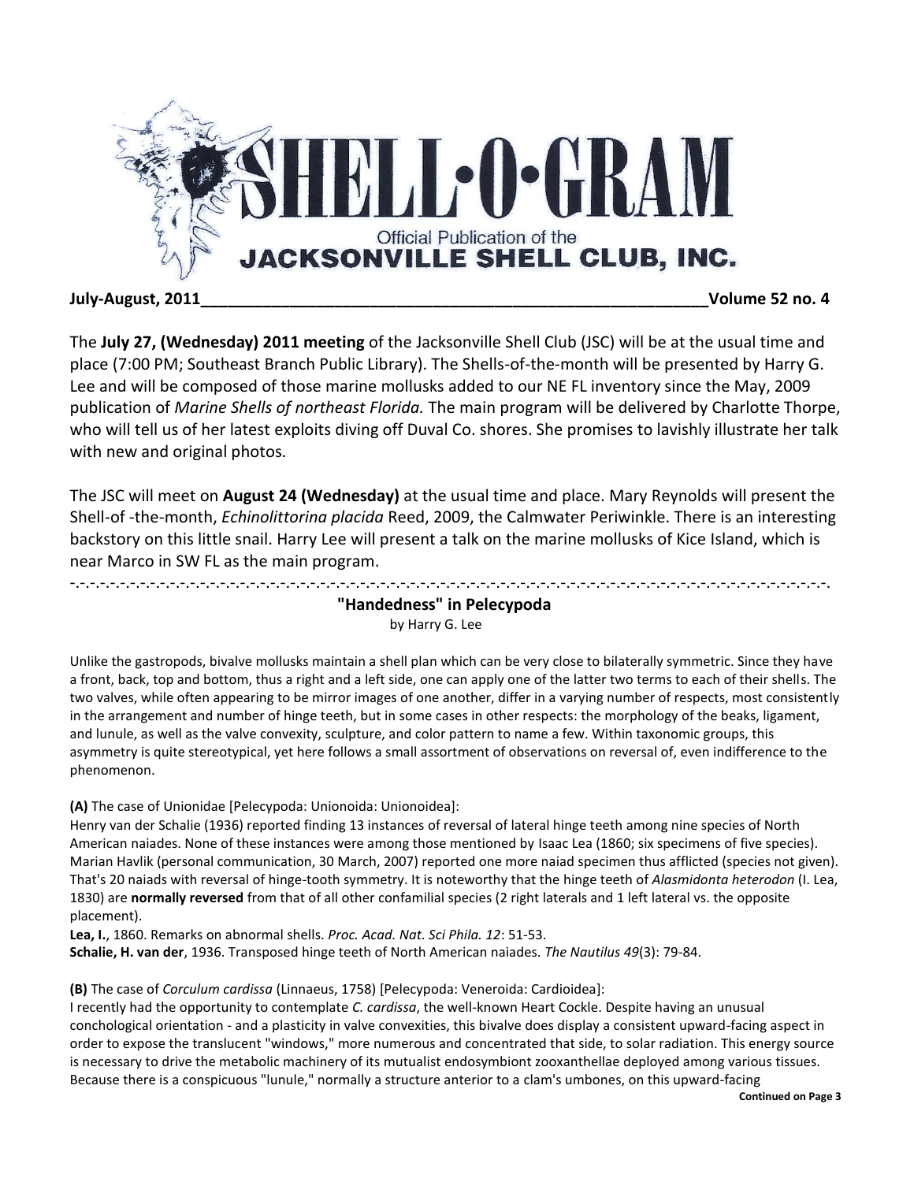# SHELL·O·GRAM

Official Publication of the
**JACKSONVILLE SHELL CLUB, INC.**

**July-August, 2011** **Volume 52 no. 4**

The **July 27, (Wednesday) 2011 meeting** of the Jacksonville Shell Club (JSC) will be at the usual time and place (7:00 PM; Southeast Branch Public Library). The Shells-of-the-month will be presented by Harry G. Lee and will be composed of those marine mollusks added to our NE FL inventory since the May, 2009 publication of *Marine Shells of northeast Florida.* The main program will be delivered by Charlotte Thorpe, who will tell us of her latest exploits diving off Duval Co. shores. She promises to lavishly illustrate her talk with new and original photos.

The JSC will meet on **August 24 (Wednesday)** at the usual time and place. Mary Reynolds will present the Shell-of -the-month, *Echinolittorina placida* Reed, 2009, the Calmwater Periwinkle. There is an interesting backstory on this little snail. Harry Lee will present a talk on the marine mollusks of Kice Island, which is near Marco in SW FL as the main program.

-.-.-.-.-.-.-.-.-.-.-.-.-.-.-.-.-.-.-.-.-.-.-.-.-.-.-.-.-.-.-.-.-.-.-.-.-.-.-.-.-.-.-.-.-.-.-.-.-.-.-.-.-.-.-.-.-.-.-.-.-.-.-.-.-.-.-.-.-.

## "Handedness" in Pelecypoda

by Harry G. Lee

Unlike the gastropods, bivalve mollusks maintain a shell plan which can be very close to bilaterally symmetric. Since they have a front, back, top and bottom, thus a right and a left side, one can apply one of the latter two terms to each of their shells. The two valves, while often appearing to be mirror images of one another, differ in a varying number of respects, most consistently in the arrangement and number of hinge teeth, but in some cases in other respects: the morphology of the beaks, ligament, and lunule, as well as the valve convexity, sculpture, and color pattern to name a few. Within taxonomic groups, this asymmetry is quite stereotypical, yet here follows a small assortment of observations on reversal of, even indifference to the phenomenon.

**(A)** The case of Unionidae [Pelecypoda: Unionoida: Unionoidea]:
Henry van der Schalie (1936) reported finding 13 instances of reversal of lateral hinge teeth among nine species of North American naiades. None of these instances were among those mentioned by Isaac Lea (1860; six specimens of five species). Marian Havlik (personal communication, 30 March, 2007) reported one more naiad specimen thus afflicted (species not given). That's 20 naiads with reversal of hinge-tooth symmetry. It is noteworthy that the hinge teeth of *Alasmidonta heterodon* (I. Lea, 1830) are **normally reversed** from that of all other confamilial species (2 right laterals and 1 left lateral vs. the opposite placement).

**Lea, I.**, 1860. Remarks on abnormal shells. *Proc. Acad. Nat. Sci Phila. 12*: 51-53.
**Schalie, H. van der**, 1936. Transposed hinge teeth of North American naiades. *The Nautilus 49*(3): 79-84.

**(B)** The case of *Corculum cardissa* (Linnaeus, 1758) [Pelecypoda: Veneroida: Cardioidea]:
I recently had the opportunity to contemplate *C. cardissa*, the well-known Heart Cockle. Despite having an unusual conchological orientation - and a plasticity in valve convexities, this bivalve does display a consistent upward-facing aspect in order to expose the translucent "windows," more numerous and concentrated that side, to solar radiation. This energy source is necessary to drive the metabolic machinery of its mutualist endosymbiont zooxanthellae deployed among various tissues. Because there is a conspicuous "lunule," normally a structure anterior to a clam's umbones, on this upward-facing

**Continued on Page 3**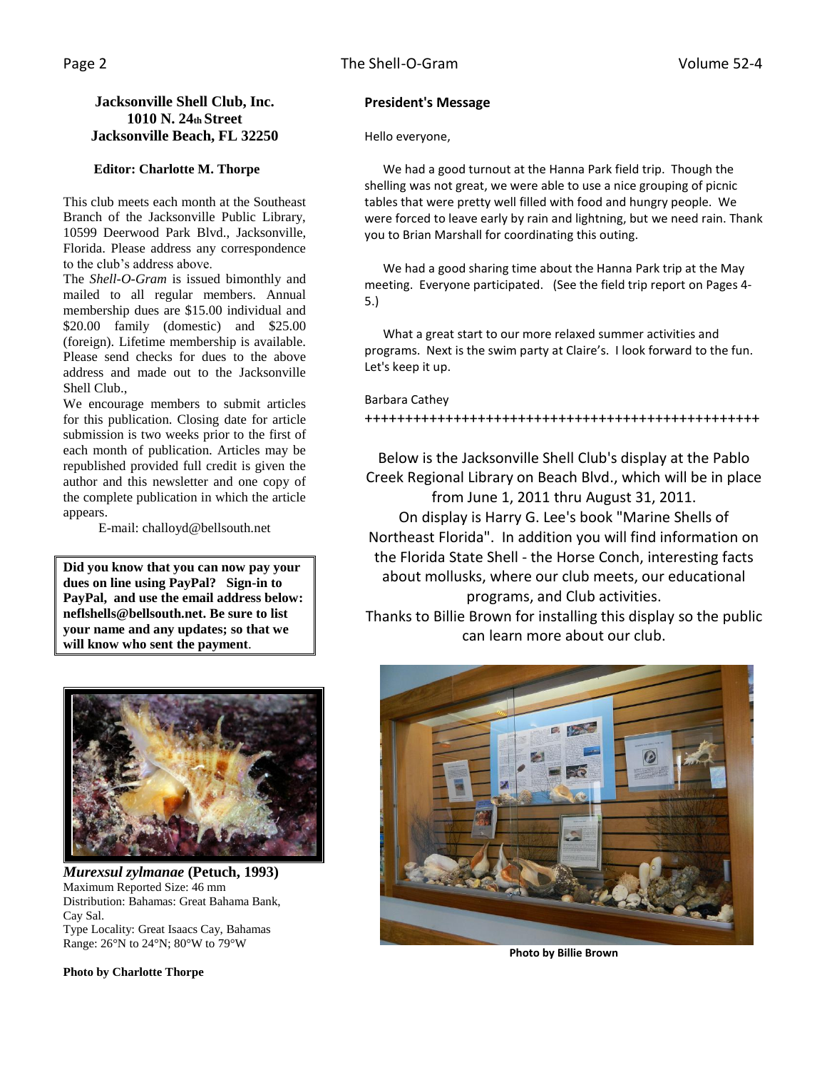**Jacksonville Shell Club, Inc.**
**1010 N. 24th Street**
**Jacksonville Beach, FL 32250**

**Editor: Charlotte M. Thorpe**

This club meets each month at the Southeast Branch of the Jacksonville Public Library, 10599 Deerwood Park Blvd., Jacksonville, Florida. Please address any correspondence to the club's address above.

The *Shell-O-Gram* is issued bimonthly and mailed to all regular members. Annual membership dues are $15.00 individual and $20.00 family (domestic) and $25.00 (foreign). Lifetime membership is available. Please send checks for dues to the above address and made out to the Jacksonville Shell Club.,

We encourage members to submit articles for this publication. Closing date for article submission is two weeks prior to the first of each month of publication. Articles may be republished provided full credit is given the author and this newsletter and one copy of the complete publication in which the article appears.

E-mail: challoyd@bellsouth.net

**Did you know that you can now pay your dues on line using PayPal? Sign-in to PayPal, and use the email address below: neflshells@bellsouth.net. Be sure to list your name and any updates; so that we will know who sent the payment**.

***Murexsul zylmanae* (Petuch, 1993)**
Maximum Reported Size: 46 mm
Distribution: Bahamas: Great Bahama Bank, Cay Sal.
Type Locality: Great Isaacs Cay, Bahamas
Range: 26°N to 24°N; 80°W to 79°W

**Photo by Charlotte Thorpe**

**President's Message**

Hello everyone,

We had a good turnout at the Hanna Park field trip. Though the shelling was not great, we were able to use a nice grouping of picnic tables that were pretty well filled with food and hungry people. We were forced to leave early by rain and lightning, but we need rain. Thank you to Brian Marshall for coordinating this outing.

We had a good sharing time about the Hanna Park trip at the May meeting. Everyone participated. (See the field trip report on Pages 4-5.)

What a great start to our more relaxed summer activities and programs. Next is the swim party at Claire's. I look forward to the fun. Let's keep it up.

Barbara Cathey

++++++++++++++++++++++++++++++++++++++++++++++++++

Below is the Jacksonville Shell Club's display at the Pablo Creek Regional Library on Beach Blvd., which will be in place from June 1, 2011 thru August 31, 2011.

On display is Harry G. Lee's book "Marine Shells of Northeast Florida". In addition you will find information on the Florida State Shell - the Horse Conch, interesting facts about mollusks, where our club meets, our educational programs, and Club activities.

Thanks to Billie Brown for installing this display so the public can learn more about our club.

**Photo by Billie Brown**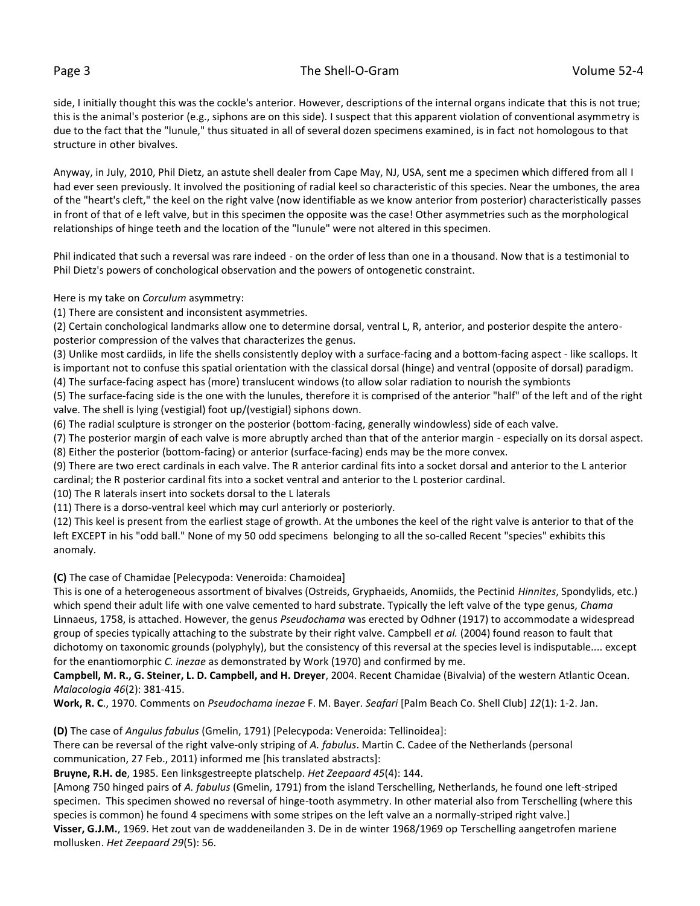side, I initially thought this was the cockle's anterior. However, descriptions of the internal organs indicate that this is not true; this is the animal's posterior (e.g., siphons are on this side). I suspect that this apparent violation of conventional asymmetry is due to the fact that the "lunule," thus situated in all of several dozen specimens examined, is in fact not homologous to that structure in other bivalves.

Anyway, in July, 2010, Phil Dietz, an astute shell dealer from Cape May, NJ, USA, sent me a specimen which differed from all I had ever seen previously. It involved the positioning of radial keel so characteristic of this species. Near the umbones, the area of the "heart's cleft," the keel on the right valve (now identifiable as we know anterior from posterior) characteristically passes in front of that of e left valve, but in this specimen the opposite was the case! Other asymmetries such as the morphological relationships of hinge teeth and the location of the "lunule" were not altered in this specimen.

Phil indicated that such a reversal was rare indeed - on the order of less than one in a thousand. Now that is a testimonial to Phil Dietz's powers of conchological observation and the powers of ontogenetic constraint.

Here is my take on *Corculum* asymmetry:

(1) There are consistent and inconsistent asymmetries.

(2) Certain conchological landmarks allow one to determine dorsal, ventral L, R, anterior, and posterior despite the antero-posterior compression of the valves that characterizes the genus.

(3) Unlike most cardiids, in life the shells consistently deploy with a surface-facing and a bottom-facing aspect - like scallops. It is important not to confuse this spatial orientation with the classical dorsal (hinge) and ventral (opposite of dorsal) paradigm.

(4) The surface-facing aspect has (more) translucent windows (to allow solar radiation to nourish the symbionts

(5) The surface-facing side is the one with the lunules, therefore it is comprised of the anterior "half" of the left and of the right valve. The shell is lying (vestigial) foot up/(vestigial) siphons down.

(6) The radial sculpture is stronger on the posterior (bottom-facing, generally windowless) side of each valve.

(7) The posterior margin of each valve is more abruptly arched than that of the anterior margin - especially on its dorsal aspect.

(8) Either the posterior (bottom-facing) or anterior (surface-facing) ends may be the more convex.

(9) There are two erect cardinals in each valve. The R anterior cardinal fits into a socket dorsal and anterior to the L anterior cardinal; the R posterior cardinal fits into a socket ventral and anterior to the L posterior cardinal.

(10) The R laterals insert into sockets dorsal to the L laterals

(11) There is a dorso-ventral keel which may curl anteriorly or posteriorly.

(12) This keel is present from the earliest stage of growth. At the umbones the keel of the right valve is anterior to that of the left EXCEPT in his "odd ball." None of my 50 odd specimens belonging to all the so-called Recent "species" exhibits this anomaly.

**(C)** The case of Chamidae [Pelecypoda: Veneroida: Chamoidea]

This is one of a heterogeneous assortment of bivalves (Ostreids, Gryphaeids, Anomiids, the Pectinid *Hinnites*, Spondylids, etc.) which spend their adult life with one valve cemented to hard substrate. Typically the left valve of the type genus, *Chama* Linnaeus, 1758, is attached. However, the genus *Pseudochama* was erected by Odhner (1917) to accommodate a widespread group of species typically attaching to the substrate by their right valve. Campbell *et al.* (2004) found reason to fault that dichotomy on taxonomic grounds (polyphyly), but the consistency of this reversal at the species level is indisputable.... except for the enantiomorphic *C. inezae* as demonstrated by Work (1970) and confirmed by me.

**Campbell, M. R., G. Steiner, L. D. Campbell, and H. Dreyer**, 2004. Recent Chamidae (Bivalvia) of the western Atlantic Ocean. *Malacologia 46*(2): 381-415.

**Work, R. C.**, 1970. Comments on *Pseudochama inezae* F. M. Bayer. *Seafari* [Palm Beach Co. Shell Club] *12*(1): 1-2. Jan.

**(D)** The case of *Angulus fabulus* (Gmelin, 1791) [Pelecypoda: Veneroida: Tellinoidea]:

There can be reversal of the right valve-only striping of *A. fabulus*. Martin C. Cadee of the Netherlands (personal communication, 27 Feb., 2011) informed me [his translated abstracts]:

**Bruyne, R.H. de**, 1985. Een linksgestreepte platschelp. *Het Zeepaard 45*(4): 144.

[Among 750 hinged pairs of *A. fabulus* (Gmelin, 1791) from the island Terschelling, Netherlands, he found one left-striped specimen. This specimen showed no reversal of hinge-tooth asymmetry. In other material also from Terschelling (where this species is common) he found 4 specimens with some stripes on the left valve an a normally-striped right valve.]

**Visser, G.J.M.**, 1969. Het zout van de waddeneilanden 3. De in de winter 1968/1969 op Terschelling aangetrofen mariene mollusken. *Het Zeepaard 29*(5): 56.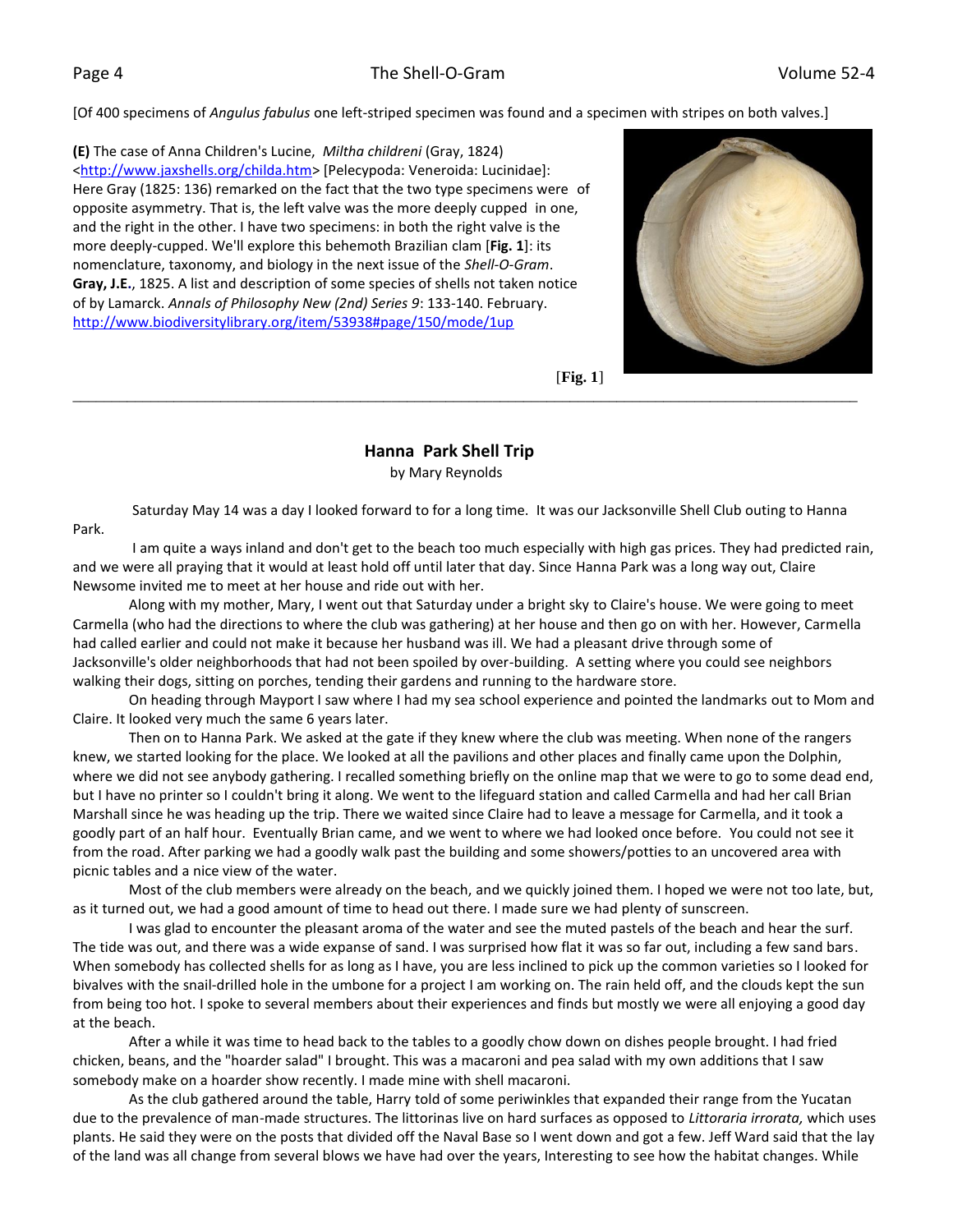[Of 400 specimens of *Angulus fabulus* one left-striped specimen was found and a specimen with stripes on both valves.]

**(E)** The case of Anna Children's Lucine, *Miltha childreni* (Gray, 1824) <http://www.jaxshells.org/childa.htm> [Pelecypoda: Veneroida: Lucinidae]: Here Gray (1825: 136) remarked on the fact that the two type specimens were of opposite asymmetry. That is, the left valve was the more deeply cupped in one, and the right in the other. I have two specimens: in both the right valve is the more deeply-cupped. We'll explore this behemoth Brazilian clam [**Fig. 1**]: its nomenclature, taxonomy, and biology in the next issue of the *Shell-O-Gram*.

**Gray, J.E.**, 1825. A list and description of some species of shells not taken notice of by Lamarck. *Annals of Philosophy New (2nd) Series 9*: 133-140. February. http://www.biodiversitylibrary.org/item/53938#page/150/mode/1up

[**Fig. 1**]

---

## Hanna Park Shell Trip

by Mary Reynolds

Saturday May 14 was a day I looked forward to for a long time. It was our Jacksonville Shell Club outing to Hanna Park.

I am quite a ways inland and don't get to the beach too much especially with high gas prices. They had predicted rain, and we were all praying that it would at least hold off until later that day. Since Hanna Park was a long way out, Claire Newsome invited me to meet at her house and ride out with her.

Along with my mother, Mary, I went out that Saturday under a bright sky to Claire's house. We were going to meet Carmella (who had the directions to where the club was gathering) at her house and then go on with her. However, Carmella had called earlier and could not make it because her husband was ill. We had a pleasant drive through some of Jacksonville's older neighborhoods that had not been spoiled by over-building. A setting where you could see neighbors walking their dogs, sitting on porches, tending their gardens and running to the hardware store.

On heading through Mayport I saw where I had my sea school experience and pointed the landmarks out to Mom and Claire. It looked very much the same 6 years later.

Then on to Hanna Park. We asked at the gate if they knew where the club was meeting. When none of the rangers knew, we started looking for the place. We looked at all the pavilions and other places and finally came upon the Dolphin, where we did not see anybody gathering. I recalled something briefly on the online map that we were to go to some dead end, but I have no printer so I couldn't bring it along. We went to the lifeguard station and called Carmella and had her call Brian Marshall since he was heading up the trip. There we waited since Claire had to leave a message for Carmella, and it took a goodly part of an half hour. Eventually Brian came, and we went to where we had looked once before. You could not see it from the road. After parking we had a goodly walk past the building and some showers/potties to an uncovered area with picnic tables and a nice view of the water.

Most of the club members were already on the beach, and we quickly joined them. I hoped we were not too late, but, as it turned out, we had a good amount of time to head out there. I made sure we had plenty of sunscreen.

I was glad to encounter the pleasant aroma of the water and see the muted pastels of the beach and hear the surf. The tide was out, and there was a wide expanse of sand. I was surprised how flat it was so far out, including a few sand bars. When somebody has collected shells for as long as I have, you are less inclined to pick up the common varieties so I looked for bivalves with the snail-drilled hole in the umbone for a project I am working on. The rain held off, and the clouds kept the sun from being too hot. I spoke to several members about their experiences and finds but mostly we were all enjoying a good day at the beach.

After a while it was time to head back to the tables to a goodly chow down on dishes people brought. I had fried chicken, beans, and the "hoarder salad" I brought. This was a macaroni and pea salad with my own additions that I saw somebody make on a hoarder show recently. I made mine with shell macaroni.

As the club gathered around the table, Harry told of some periwinkles that expanded their range from the Yucatan due to the prevalence of man-made structures. The littorinas live on hard surfaces as opposed to *Littoraria irrorata,* which uses plants. He said they were on the posts that divided off the Naval Base so I went down and got a few. Jeff Ward said that the lay of the land was all change from several blows we have had over the years, Interesting to see how the habitat changes. While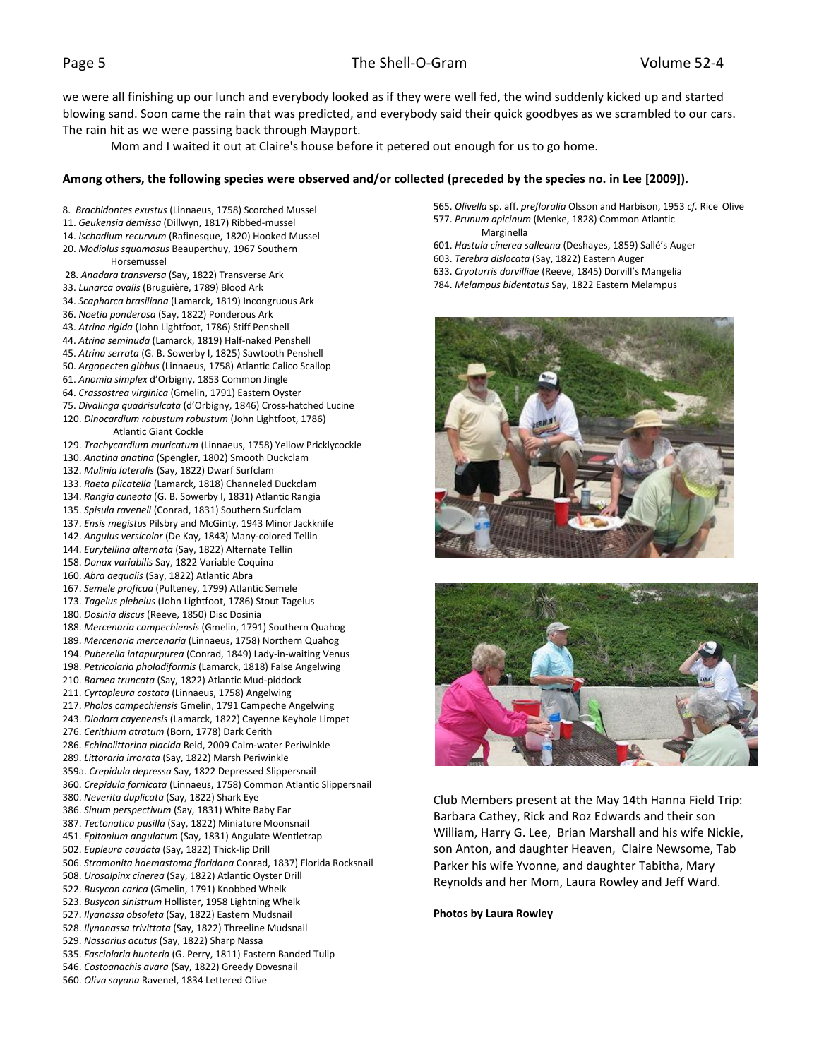we were all finishing up our lunch and everybody looked as if they were well fed, the wind suddenly kicked up and started blowing sand. Soon came the rain that was predicted, and everybody said their quick goodbyes as we scrambled to our cars. The rain hit as we were passing back through Mayport.

Mom and I waited it out at Claire's house before it petered out enough for us to go home.

**Among others, the following species were observed and/or collected (preceded by the species no. in Lee [2009]).**

8. *Brachidontes exustus* (Linnaeus, 1758) Scorched Mussel
11. *Geukensia demissa* (Dillwyn, 1817) Ribbed-mussel
14. *Ischadium recurvum* (Rafinesque, 1820) Hooked Mussel
20. *Modiolus squamosus* Beauperthuy, 1967 Southern Horsemussel
28. *Anadara transversa* (Say, 1822) Transverse Ark
33. *Lunarca ovalis* (Bruguière, 1789) Blood Ark
34. *Scapharca brasiliana* (Lamarck, 1819) Incongruous Ark
36. *Noetia ponderosa* (Say, 1822) Ponderous Ark
43. *Atrina rigida* (John Lightfoot, 1786) Stiff Penshell
44. *Atrina seminuda* (Lamarck, 1819) Half-naked Penshell
45. *Atrina serrata* (G. B. Sowerby I, 1825) Sawtooth Penshell
50. *Argopecten gibbus* (Linnaeus, 1758) Atlantic Calico Scallop
61. *Anomia simplex* d'Orbigny, 1853 Common Jingle
64. *Crassostrea virginica* (Gmelin, 1791) Eastern Oyster
75. *Divalinga quadrisulcata* (d'Orbigny, 1846) Cross-hatched Lucine
120. *Dinocardium robustum robustum* (John Lightfoot, 1786) Atlantic Giant Cockle
129. *Trachycardium muricatum* (Linnaeus, 1758) Yellow Pricklycockle
130. *Anatina anatina* (Spengler, 1802) Smooth Duckclam
132. *Mulinia lateralis* (Say, 1822) Dwarf Surfclam
133. *Raeta plicatella* (Lamarck, 1818) Channeled Duckclam
134. *Rangia cuneata* (G. B. Sowerby I, 1831) Atlantic Rangia
135. *Spisula raveneli* (Conrad, 1831) Southern Surfclam
137. *Ensis megistus* Pilsbry and McGinty, 1943 Minor Jackknife
142. *Angulus versicolor* (De Kay, 1843) Many-colored Tellin
144. *Eurytellina alternata* (Say, 1822) Alternate Tellin
158. *Donax variabilis* Say, 1822 Variable Coquina
160. *Abra aequalis* (Say, 1822) Atlantic Abra
167. *Semele proficua* (Pulteney, 1799) Atlantic Semele
173. *Tagelus plebeius* (John Lightfoot, 1786) Stout Tagelus
180. *Dosinia discus* (Reeve, 1850) Disc Dosinia
188. *Mercenaria campechiensis* (Gmelin, 1791) Southern Quahog
189. *Mercenaria mercenaria* (Linnaeus, 1758) Northern Quahog
194. *Puberella intapurpurea* (Conrad, 1849) Lady-in-waiting Venus
198. *Petricolaria pholadiformis* (Lamarck, 1818) False Angelwing
210. *Barnea truncata* (Say, 1822) Atlantic Mud-piddock
211. *Cyrtopleura costata* (Linnaeus, 1758) Angelwing
217. *Pholas campechiensis* Gmelin, 1791 Campeche Angelwing
243. *Diodora cayenensis* (Lamarck, 1822) Cayenne Keyhole Limpet
276. *Cerithium atratum* (Born, 1778) Dark Cerith
286. *Echinolittorina placida* Reid, 2009 Calm-water Periwinkle
289. *Littoraria irrorata* (Say, 1822) Marsh Periwinkle
359a. *Crepidula depressa* Say, 1822 Depressed Slippersnail
360. *Crepidula fornicata* (Linnaeus, 1758) Common Atlantic Slippersnail
380. *Neverita duplicata* (Say, 1822) Shark Eye
386. *Sinum perspectivum* (Say, 1831) White Baby Ear
387. *Tectonatica pusilla* (Say, 1822) Miniature Moonsnail
451. *Epitonium angulatum* (Say, 1831) Angulate Wentletrap
502. *Eupleura caudata* (Say, 1822) Thick-lip Drill
506. *Stramonita haemastoma floridana* Conrad, 1837) Florida Rocksnail
508. *Urosalpinx cinerea* (Say, 1822) Atlantic Oyster Drill
522. *Busycon carica* (Gmelin, 1791) Knobbed Whelk
523. *Busycon sinistrum* Hollister, 1958 Lightning Whelk
527. *Ilyanassa obsoleta* (Say, 1822) Eastern Mudsnail
528. *Ilynanassa trivittata* (Say, 1822) Threeline Mudsnail
529. *Nassarius acutus* (Say, 1822) Sharp Nassa
535. *Fasciolaria hunteria* (G. Perry, 1811) Eastern Banded Tulip
546. *Costoanachis avara* (Say, 1822) Greedy Dovesnail
560. *Oliva sayana* Ravenel, 1834 Lettered Olive
565. *Olivella* sp. aff. *prefloralia* Olsson and Harbison, 1953 *cf.* Rice Olive
577. *Prunum apicinum* (Menke, 1828) Common Atlantic Marginella
601. *Hastula cinerea salleana* (Deshayes, 1859) Sallé's Auger
603. *Terebra dislocata* (Say, 1822) Eastern Auger
633. *Cryoturris dorvilliae* (Reeve, 1845) Dorvill's Mangelia
784. *Melampus bidentatus* Say, 1822 Eastern Melampus

Club Members present at the May 14th Hanna Field Trip: Barbara Cathey, Rick and Roz Edwards and their son William, Harry G. Lee, Brian Marshall and his wife Nickie, son Anton, and daughter Heaven, Claire Newsome, Tab Parker his wife Yvonne, and daughter Tabitha, Mary Reynolds and her Mom, Laura Rowley and Jeff Ward.

**Photos by Laura Rowley**